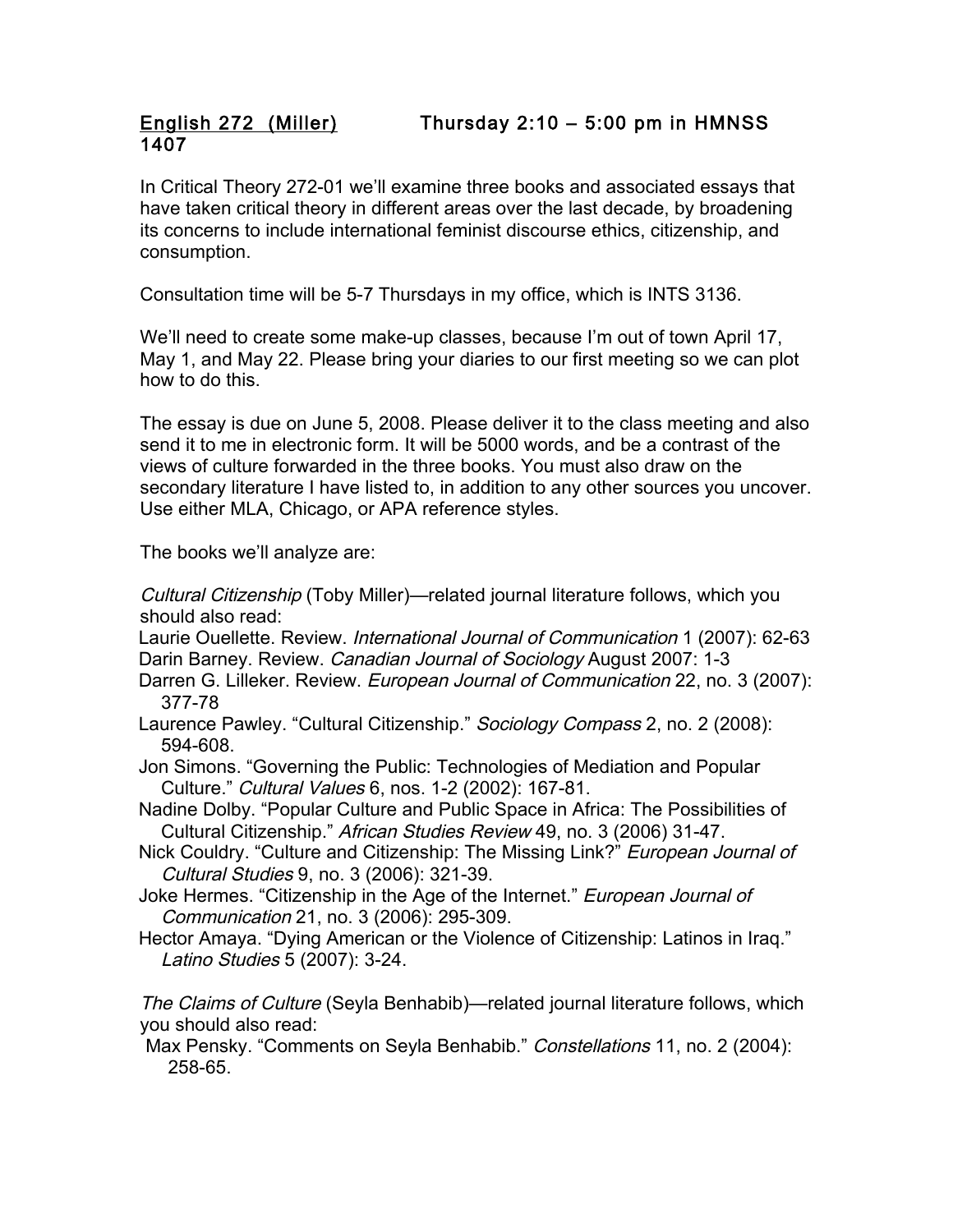<u>English 272 (Miller)</u> Thursday 2:10 – 5:00 pm in HMNSS 1407

In Critical Theory 272-01 we'll examine three books and associated essays that have taken critical theory in different areas over the last decade, by broadening its concerns to include international feminist discourse ethics, citizenship, and consumption.

Consultation time will be 5-7 Thursdays in my office, which is INTS 3136.

We'll need to create some make-up classes, because I'm out of town April 17, May 1, and May 22. Please bring your diaries to our first meeting so we can plot how to do this.

The essay is due on June 5, 2008. Please deliver it to the class meeting and also send it to me in electronic form. It will be 5000 words, and be a contrast of the views of culture forwarded in the three books. You must also draw on the secondary literature I have listed to, in addition to any other sources you uncover. Use either MLA, Chicago, or APA reference styles.

The books we'll analyze are:

*Cultural Citizenship* (Toby Miller)—related journal literature follows, which you should also read:

Laurie Ouellette. Review. *International Journal of Communication* 1 (2007): 62-63

Darin Barney. Review. *Canadian Journal of Sociology* August 2007: 1-3

Darren G. Lilleker. Review. *European Journal of Communication* 22, no. 3 (2007): 377-78

Laurence Pawley. "Cultural Citizenship." *Sociology Compass* 2, no. 2 (2008): 594-608.

Jon Simons. "Governing the Public: Technologies of Mediation and Popular Culture." *Cultural Values* 6, nos. 1-2 (2002): 167-81.

Nadine Dolby. "Popular Culture and Public Space in Africa: The Possibilities of Cultural Citizenship." *African Studies Review* 49, no. 3 (2006) 31-47.

Nick Couldry. "Culture and Citizenship: The Missing Link?" *European Journal of Cultural Studies* 9, no. 3 (2006): 321-39.

Joke Hermes. "Citizenship in the Age of the Internet." *European Journal of Communication* 21, no. 3 (2006): 295-309.

Hector Amaya. "Dying American or the Violence of Citizenship: Latinos in Iraq." *Latino Studies* 5 (2007): 3-24.

*The Claims of Culture* (Seyla Benhabib)—related journal literature follows, which you should also read:

Max Pensky. "Comments on Seyla Benhabib." *Constellations* 11, no. 2 (2004): 258-65.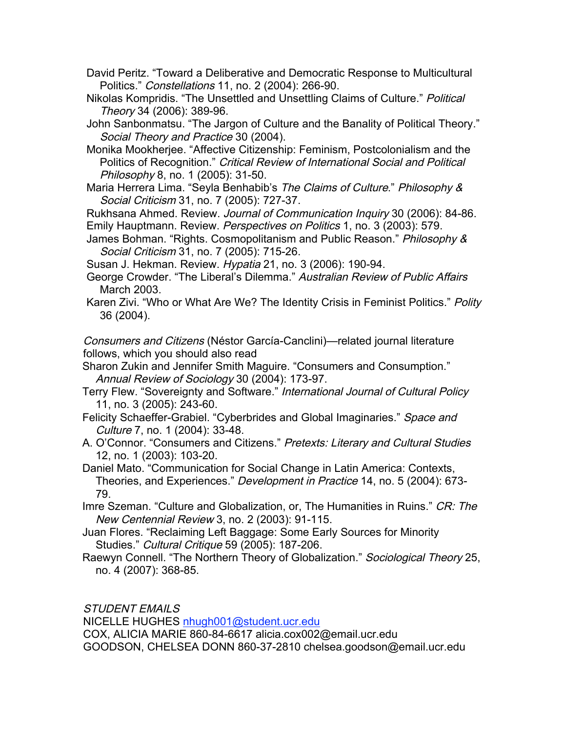David Peritz. "Toward a Deliberative and Democratic Response to Multicultural Politics." *Constellations* 11, no. 2 (2004): 266-90.

Nikolas Kompridis. "The Unsettled and Unsettling Claims of Culture." *Political Theory* 34 (2006): 389-96.

John Sanbonmatsu. "The Jargon of Culture and the Banality of Political Theory." *Social Theory and Practice* 30 (2004).

Monika Mookherjee. "Affective Citizenship: Feminism, Postcolonialism and the Politics of Recognition." *Critical Review of International Social and Political Philosophy* 8, no. 1 (2005): 31-50.

Maria Herrera Lima. "Seyla Benhabib's *The Claims of Culture*." *Philosophy & Social Criticism* 31, no. 7 (2005): 727-37.

Rukhsana Ahmed. Review. *Journal of Communication Inquiry* 30 (2006): 84-86.

Emily Hauptmann. Review. *Perspectives on Politics* 1, no. 3 (2003): 579.

James Bohman. "Rights. Cosmopolitanism and Public Reason." *Philosophy & Social Criticism* 31, no. 7 (2005): 715-26.

Susan J. Hekman. Review. *Hypatia* 21, no. 3 (2006): 190-94.

George Crowder. "The Liberal's Dilemma." *Australian Review of Public Affairs* March 2003.

Karen Zivi. "Who or What Are We? The Identity Crisis in Feminist Politics." *Polity* 36 (2004).

*Consumers and Citizens* (Néstor García-Canclini)—related journal literature follows, which you should also read

Sharon Zukin and Jennifer Smith Maguire. "Consumers and Consumption." *Annual Review of Sociology* 30 (2004): 173-97.

Terry Flew. "Sovereignty and Software." *International Journal of Cultural Policy* 11, no. 3 (2005): 243-60.

Felicity Schaeffer-Grabiel. "Cyberbrides and Global Imaginaries." *Space and Culture* 7, no. 1 (2004): 33-48.

A. O'Connor. "Consumers and Citizens." *Pretexts: Literary and Cultural Studies* 12, no. 1 (2003): 103-20.

Daniel Mato. "Communication for Social Change in Latin America: Contexts, Theories, and Experiences." *Development in Practice* 14, no. 5 (2004): 673-79.

Imre Szeman. "Culture and Globalization, or, The Humanities in Ruins." *CR: The New Centennial Review* 3, no. 2 (2003): 91-115.

Juan Flores. "Reclaiming Left Baggage: Some Early Sources for Minority Studies." *Cultural Critique* 59 (2005): 187-206.

Raewyn Connell. "The Northern Theory of Globalization." *Sociological Theory* 25, no. 4 (2007): 368-85.

*STUDENT EMAILS*

NICELLE HUGHES nhugh001@student.ucr.edu

COX, ALICIA MARIE 860-84-6617 alicia.cox002@email.ucr.edu

GOODSON, CHELSEA DONN 860-37-2810 chelsea.goodson@email.ucr.edu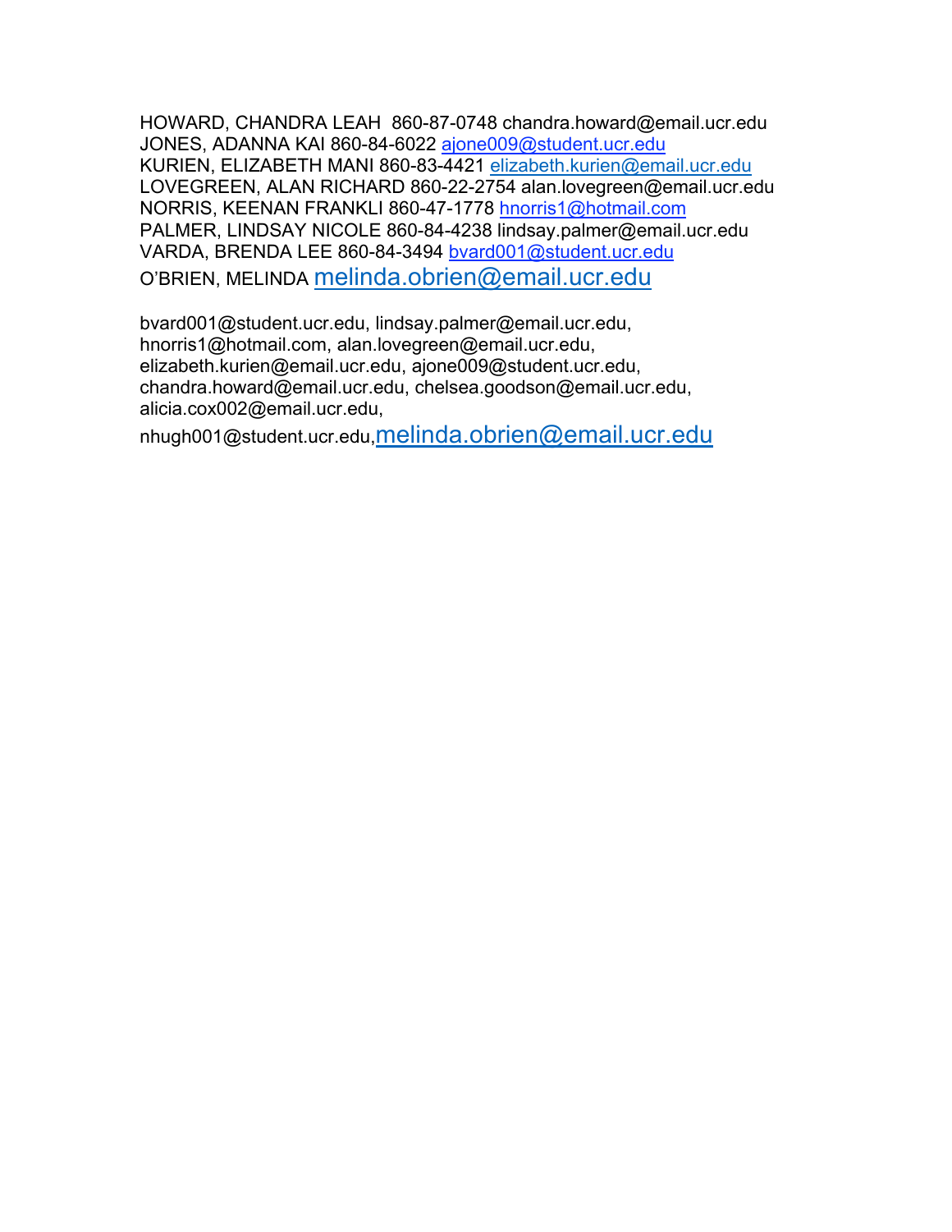HOWARD, CHANDRA LEAH 860-87-0748 chandra.howard@email.ucr.edu
JONES, ADANNA KAI 860-84-6022 ajone009@student.ucr.edu
KURIEN, ELIZABETH MANI 860-83-4421 elizabeth.kurien@email.ucr.edu
LOVEGREEN, ALAN RICHARD 860-22-2754 alan.lovegreen@email.ucr.edu
NORRIS, KEENAN FRANKLI 860-47-1778 hnorris1@hotmail.com
PALMER, LINDSAY NICOLE 860-84-4238 lindsay.palmer@email.ucr.edu
VARDA, BRENDA LEE 860-84-3494 bvard001@student.ucr.edu
O'BRIEN, MELINDA melinda.obrien@email.ucr.edu

bvard001@student.ucr.edu, lindsay.palmer@email.ucr.edu, hnorris1@hotmail.com, alan.lovegreen@email.ucr.edu, elizabeth.kurien@email.ucr.edu, ajone009@student.ucr.edu, chandra.howard@email.ucr.edu, chelsea.goodson@email.ucr.edu, alicia.cox002@email.ucr.edu, nhugh001@student.ucr.edu,melinda.obrien@email.ucr.edu